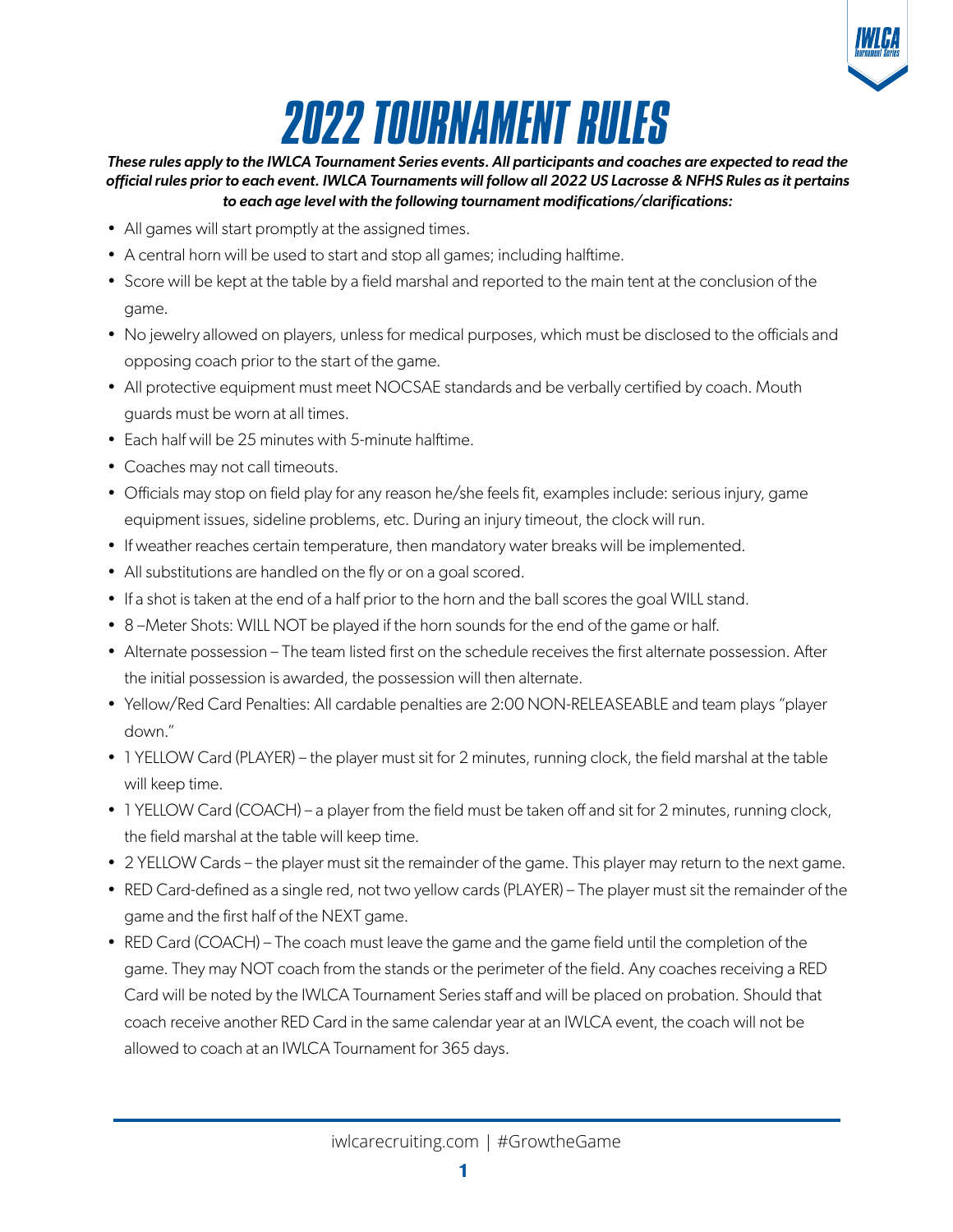# 2022 TOURNAMENT RULES

***These rules apply to the IWLCA Tournament Series events. All participants and coaches are expected to read the official rules prior to each event. IWLCA Tournaments will follow all 2022 US Lacrosse & NFHS Rules as it pertains to each age level with the following tournament modifications/clarifications:***

- All games will start promptly at the assigned times.
- A central horn will be used to start and stop all games; including halftime.
- Score will be kept at the table by a field marshal and reported to the main tent at the conclusion of the game.
- No jewelry allowed on players, unless for medical purposes, which must be disclosed to the officials and opposing coach prior to the start of the game.
- All protective equipment must meet NOCSAE standards and be verbally certified by coach. Mouth guards must be worn at all times.
- Each half will be 25 minutes with 5-minute halftime.
- Coaches may not call timeouts.
- Officials may stop on field play for any reason he/she feels fit, examples include: serious injury, game equipment issues, sideline problems, etc. During an injury timeout, the clock will run.
- If weather reaches certain temperature, then mandatory water breaks will be implemented.
- All substitutions are handled on the fly or on a goal scored.
- If a shot is taken at the end of a half prior to the horn and the ball scores the goal WILL stand.
- 8 –Meter Shots: WILL NOT be played if the horn sounds for the end of the game or half.
- Alternate possession – The team listed first on the schedule receives the first alternate possession. After the initial possession is awarded, the possession will then alternate.
- Yellow/Red Card Penalties: All cardable penalties are 2:00 NON-RELEASEABLE and team plays "player down."
- 1 YELLOW Card (PLAYER) – the player must sit for 2 minutes, running clock, the field marshal at the table will keep time.
- 1 YELLOW Card (COACH) – a player from the field must be taken off and sit for 2 minutes, running clock, the field marshal at the table will keep time.
- 2 YELLOW Cards – the player must sit the remainder of the game. This player may return to the next game.
- RED Card-defined as a single red, not two yellow cards (PLAYER) – The player must sit the remainder of the game and the first half of the NEXT game.
- RED Card (COACH) – The coach must leave the game and the game field until the completion of the game. They may NOT coach from the stands or the perimeter of the field. Any coaches receiving a RED Card will be noted by the IWLCA Tournament Series staff and will be placed on probation. Should that coach receive another RED Card in the same calendar year at an IWLCA event, the coach will not be allowed to coach at an IWLCA Tournament for 365 days.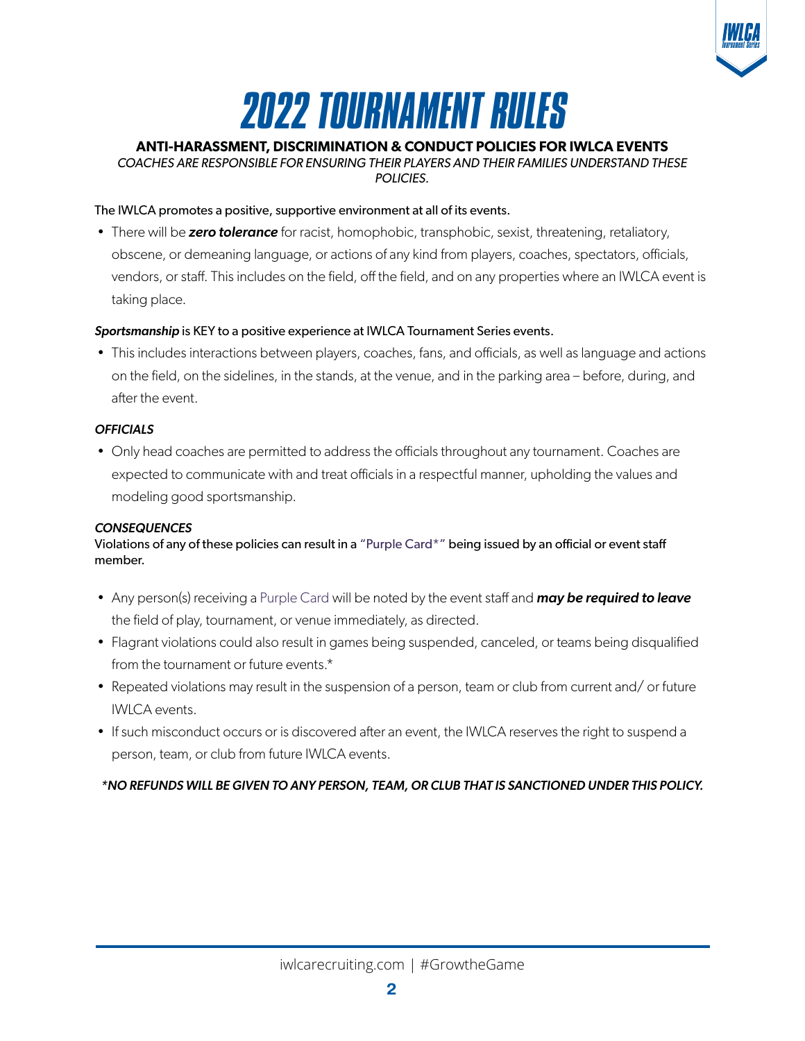# 2022 TOURNAMENT RULES

## ANTI-HARASSMENT, DISCRIMINATION & CONDUCT POLICIES FOR IWLCA EVENTS

*COACHES ARE RESPONSIBLE FOR ENSURING THEIR PLAYERS AND THEIR FAMILIES UNDERSTAND THESE POLICIES.*

The IWLCA promotes a positive, supportive environment at all of its events.

- There will be ***zero tolerance*** for racist, homophobic, transphobic, sexist, threatening, retaliatory, obscene, or demeaning language, or actions of any kind from players, coaches, spectators, officials, vendors, or staff. This includes on the field, off the field, and on any properties where an IWLCA event is taking place.

***Sportsmanship*** is KEY to a positive experience at IWLCA Tournament Series events.

- This includes interactions between players, coaches, fans, and officials, as well as language and actions on the field, on the sidelines, in the stands, at the venue, and in the parking area – before, during, and after the event.

***OFFICIALS***

- Only head coaches are permitted to address the officials throughout any tournament. Coaches are expected to communicate with and treat officials in a respectful manner, upholding the values and modeling good sportsmanship.

***CONSEQUENCES***

Violations of any of these policies can result in a "Purple Card*" being issued by an official or event staff member.

- Any person(s) receiving a Purple Card will be noted by the event staff and ***may be required to leave*** the field of play, tournament, or venue immediately, as directed.
- Flagrant violations could also result in games being suspended, canceled, or teams being disqualified from the tournament or future events.*
- Repeated violations may result in the suspension of a person, team or club from current and/ or future IWLCA events.
- If such misconduct occurs or is discovered after an event, the IWLCA reserves the right to suspend a person, team, or club from future IWLCA events.

***NO REFUNDS WILL BE GIVEN TO ANY PERSON, TEAM, OR CLUB THAT IS SANCTIONED UNDER THIS POLICY.***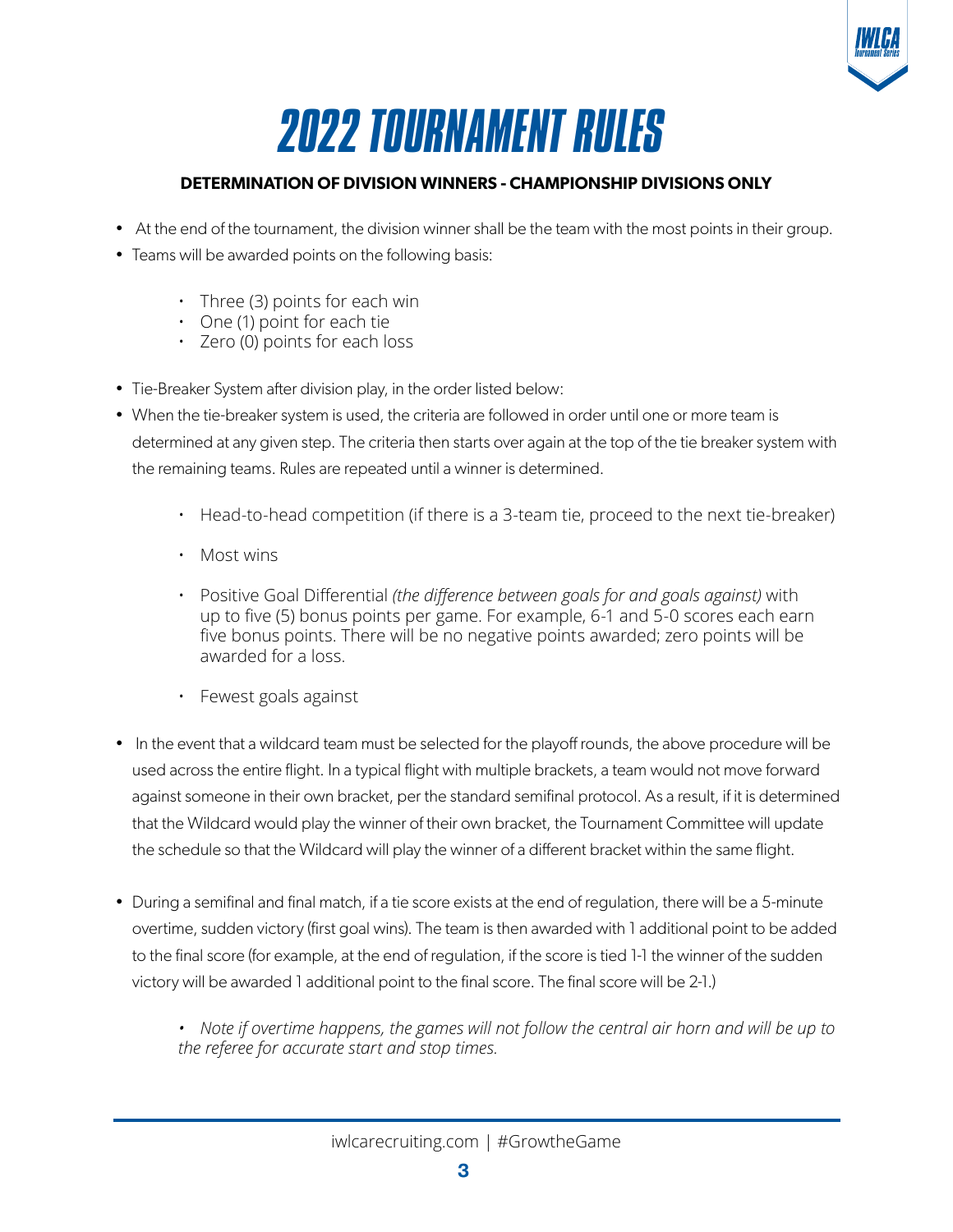# 2022 TOURNAMENT RULES

**DETERMINATION OF DIVISION WINNERS - CHAMPIONSHIP DIVISIONS ONLY**

- At the end of the tournament, the division winner shall be the team with the most points in their group.
- Teams will be awarded points on the following basis:
  - Three (3) points for each win
  - One (1) point for each tie
  - Zero (0) points for each loss
- Tie-Breaker System after division play, in the order listed below:
- When the tie-breaker system is used, the criteria are followed in order until one or more team is determined at any given step. The criteria then starts over again at the top of the tie breaker system with the remaining teams. Rules are repeated until a winner is determined.
  - Head-to-head competition (if there is a 3-team tie, proceed to the next tie-breaker)
  - Most wins
  - Positive Goal Differential *(the difference between goals for and goals against)* with up to five (5) bonus points per game. For example, 6-1 and 5-0 scores each earn five bonus points. There will be no negative points awarded; zero points will be awarded for a loss.
  - Fewest goals against
- In the event that a wildcard team must be selected for the playoff rounds, the above procedure will be used across the entire flight. In a typical flight with multiple brackets, a team would not move forward against someone in their own bracket, per the standard semifinal protocol. As a result, if it is determined that the Wildcard would play the winner of their own bracket, the Tournament Committee will update the schedule so that the Wildcard will play the winner of a different bracket within the same flight.
- During a semifinal and final match, if a tie score exists at the end of regulation, there will be a 5-minute overtime, sudden victory (first goal wins). The team is then awarded with 1 additional point to be added to the final score (for example, at the end of regulation, if the score is tied 1-1 the winner of the sudden victory will be awarded 1 additional point to the final score. The final score will be 2-1.)
  - *Note if overtime happens, the games will not follow the central air horn and will be up to the referee for accurate start and stop times.*

iwlcarecruiting.com | #GrowtheGame